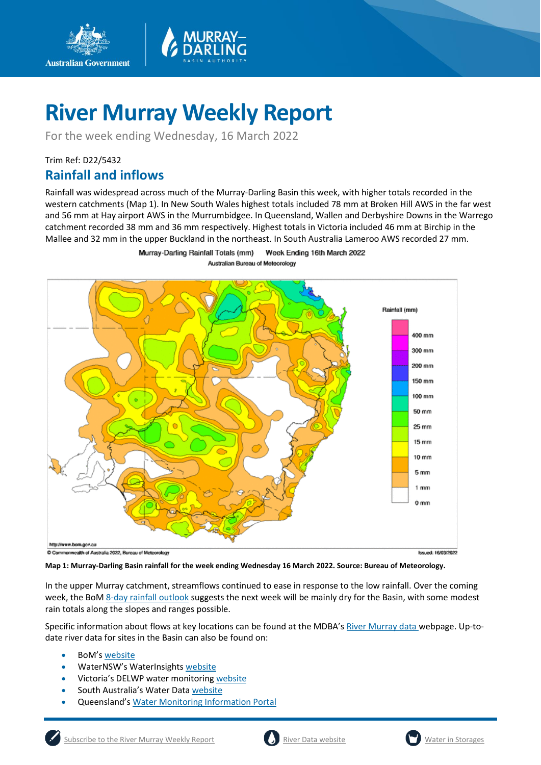# River Murray Weekly Report

For the week ending Wednesday, 16 March 2022

Trim Ref: D22/5432

## Rainfall and inflows

Rainfall was widespread across much of the Murray-Darling Basin this week, with higher totals recorded in the western catchments (Map 1). In New South Wales highest totals included 78 mm at Broken Hill AWS in the far west and 56 mm at Hay airport AWS in the Murrumbidgee. In Queensland, Wallen and Derbyshire Downs in the Warrego catchment recorded 38 mm and 36 mm respectively. Highest totals in Victoria included 46 mm at Birchip in the Mallee and 32 mm in the upper Buckland in the northeast. In South Australia Lameroo AWS recorded 27 mm.

**Map 1: Murray-Darling Basin rainfall for the week ending Wednesday 16 March 2022. Source: Bureau of Meteorology.**

In the upper Murray catchment, streamflows continued to ease in response to the low rainfall. Over the coming week, the BoM 8-day rainfall outlook suggests the next week will be mainly dry for the Basin, with some modest rain totals along the slopes and ranges possible.

Specific information about flows at key locations can be found at the MDBA's River Murray data webpage. Up-to-date river data for sites in the Basin can also be found on:

- BoM's website
- WaterNSW's WaterInsights website
- Victoria's DELWP water monitoring website
- South Australia's Water Data website
- Queensland's Water Monitoring Information Portal

Subscribe to the River Murray Weekly Report | River Data website | Water in Storages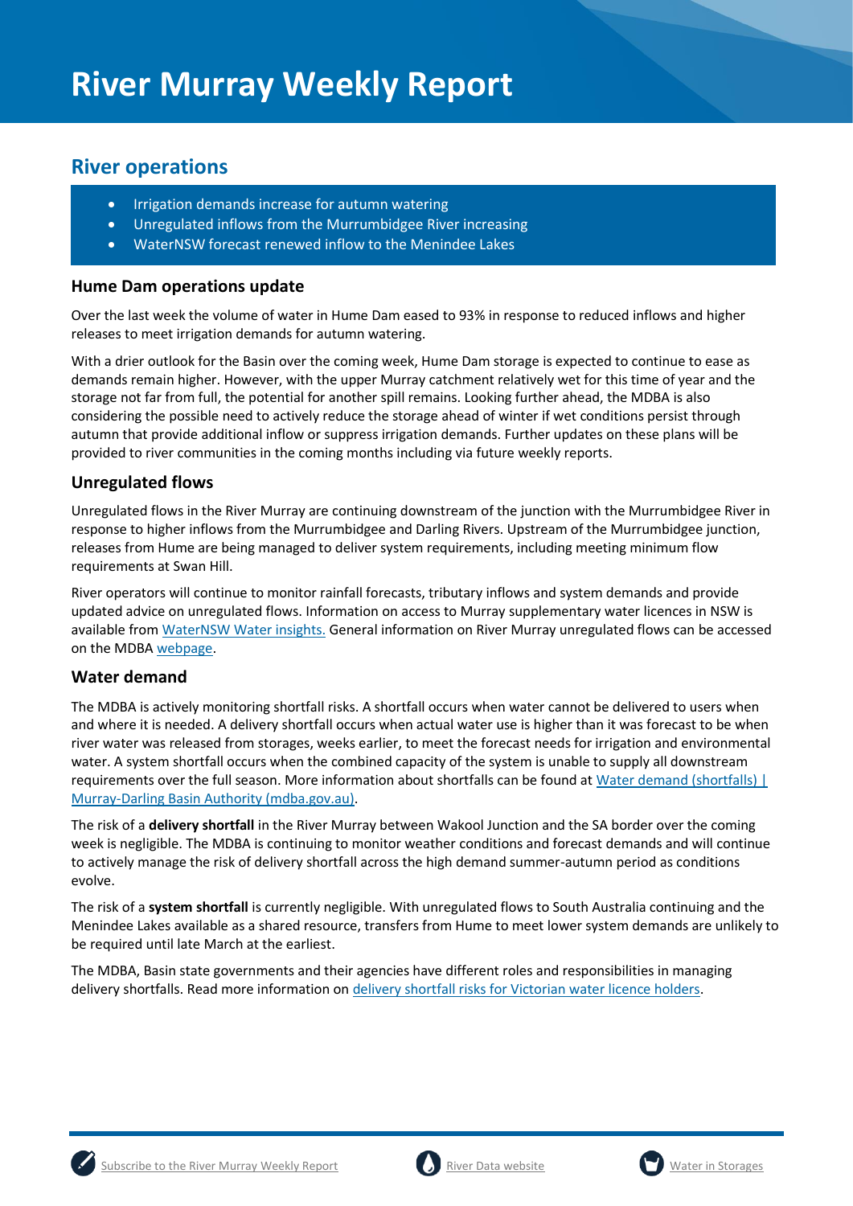# River Murray Weekly Report

## River operations

- Irrigation demands increase for autumn watering
- Unregulated inflows from the Murrumbidgee River increasing
- WaterNSW forecast renewed inflow to the Menindee Lakes

### Hume Dam operations update

Over the last week the volume of water in Hume Dam eased to 93% in response to reduced inflows and higher releases to meet irrigation demands for autumn watering.

With a drier outlook for the Basin over the coming week, Hume Dam storage is expected to continue to ease as demands remain higher. However, with the upper Murray catchment relatively wet for this time of year and the storage not far from full, the potential for another spill remains. Looking further ahead, the MDBA is also considering the possible need to actively reduce the storage ahead of winter if wet conditions persist through autumn that provide additional inflow or suppress irrigation demands. Further updates on these plans will be provided to river communities in the coming months including via future weekly reports.

### Unregulated flows

Unregulated flows in the River Murray are continuing downstream of the junction with the Murrumbidgee River in response to higher inflows from the Murrumbidgee and Darling Rivers. Upstream of the Murrumbidgee junction, releases from Hume are being managed to deliver system requirements, including meeting minimum flow requirements at Swan Hill.

River operators will continue to monitor rainfall forecasts, tributary inflows and system demands and provide updated advice on unregulated flows. Information on access to Murray supplementary water licences in NSW is available from WaterNSW Water insights. General information on River Murray unregulated flows can be accessed on the MDBA webpage.

### Water demand

The MDBA is actively monitoring shortfall risks. A shortfall occurs when water cannot be delivered to users when and where it is needed. A delivery shortfall occurs when actual water use is higher than it was forecast to be when river water was released from storages, weeks earlier, to meet the forecast needs for irrigation and environmental water. A system shortfall occurs when the combined capacity of the system is unable to supply all downstream requirements over the full season. More information about shortfalls can be found at Water demand (shortfalls) | Murray-Darling Basin Authority (mdba.gov.au).

The risk of a **delivery shortfall** in the River Murray between Wakool Junction and the SA border over the coming week is negligible. The MDBA is continuing to monitor weather conditions and forecast demands and will continue to actively manage the risk of delivery shortfall across the high demand summer-autumn period as conditions evolve.

The risk of a **system shortfall** is currently negligible. With unregulated flows to South Australia continuing and the Menindee Lakes available as a shared resource, transfers from Hume to meet lower system demands are unlikely to be required until late March at the earliest.

The MDBA, Basin state governments and their agencies have different roles and responsibilities in managing delivery shortfalls. Read more information on delivery shortfall risks for Victorian water licence holders.

Subscribe to the River Murray Weekly Report | River Data website | Water in Storages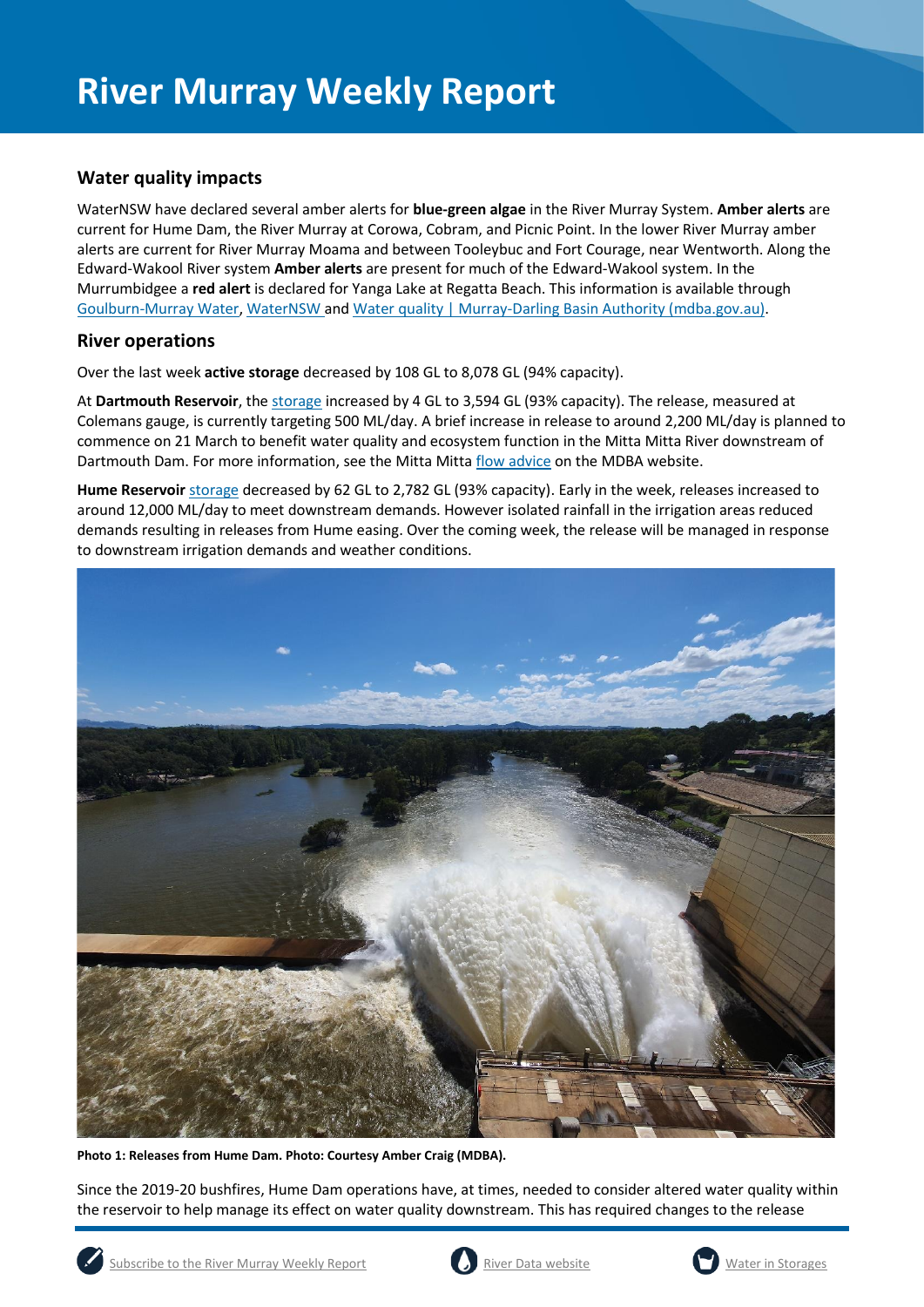# River Murray Weekly Report

## Water quality impacts

WaterNSW have declared several amber alerts for **blue-green algae** in the River Murray System. **Amber alerts** are current for Hume Dam, the River Murray at Corowa, Cobram, and Picnic Point. In the lower River Murray amber alerts are current for River Murray Moama and between Tooleybuc and Fort Courage, near Wentworth. Along the Edward-Wakool River system **Amber alerts** are present for much of the Edward-Wakool system. In the Murrumbidgee a **red alert** is declared for Yanga Lake at Regatta Beach. This information is available through Goulburn-Murray Water, WaterNSW and Water quality | Murray-Darling Basin Authority (mdba.gov.au).

## River operations

Over the last week **active storage** decreased by 108 GL to 8,078 GL (94% capacity).

At **Dartmouth Reservoir**, the storage increased by 4 GL to 3,594 GL (93% capacity). The release, measured at Colemans gauge, is currently targeting 500 ML/day. A brief increase in release to around 2,200 ML/day is planned to commence on 21 March to benefit water quality and ecosystem function in the Mitta Mitta River downstream of Dartmouth Dam. For more information, see the Mitta Mitta flow advice on the MDBA website.

**Hume Reservoir** storage decreased by 62 GL to 2,782 GL (93% capacity). Early in the week, releases increased to around 12,000 ML/day to meet downstream demands. However isolated rainfall in the irrigation areas reduced demands resulting in releases from Hume easing. Over the coming week, the release will be managed in response to downstream irrigation demands and weather conditions.

**Photo 1: Releases from Hume Dam. Photo: Courtesy Amber Craig (MDBA).**

Since the 2019-20 bushfires, Hume Dam operations have, at times, needed to consider altered water quality within the reservoir to help manage its effect on water quality downstream. This has required changes to the release

Subscribe to the River Murray Weekly Report | River Data website | Water in Storages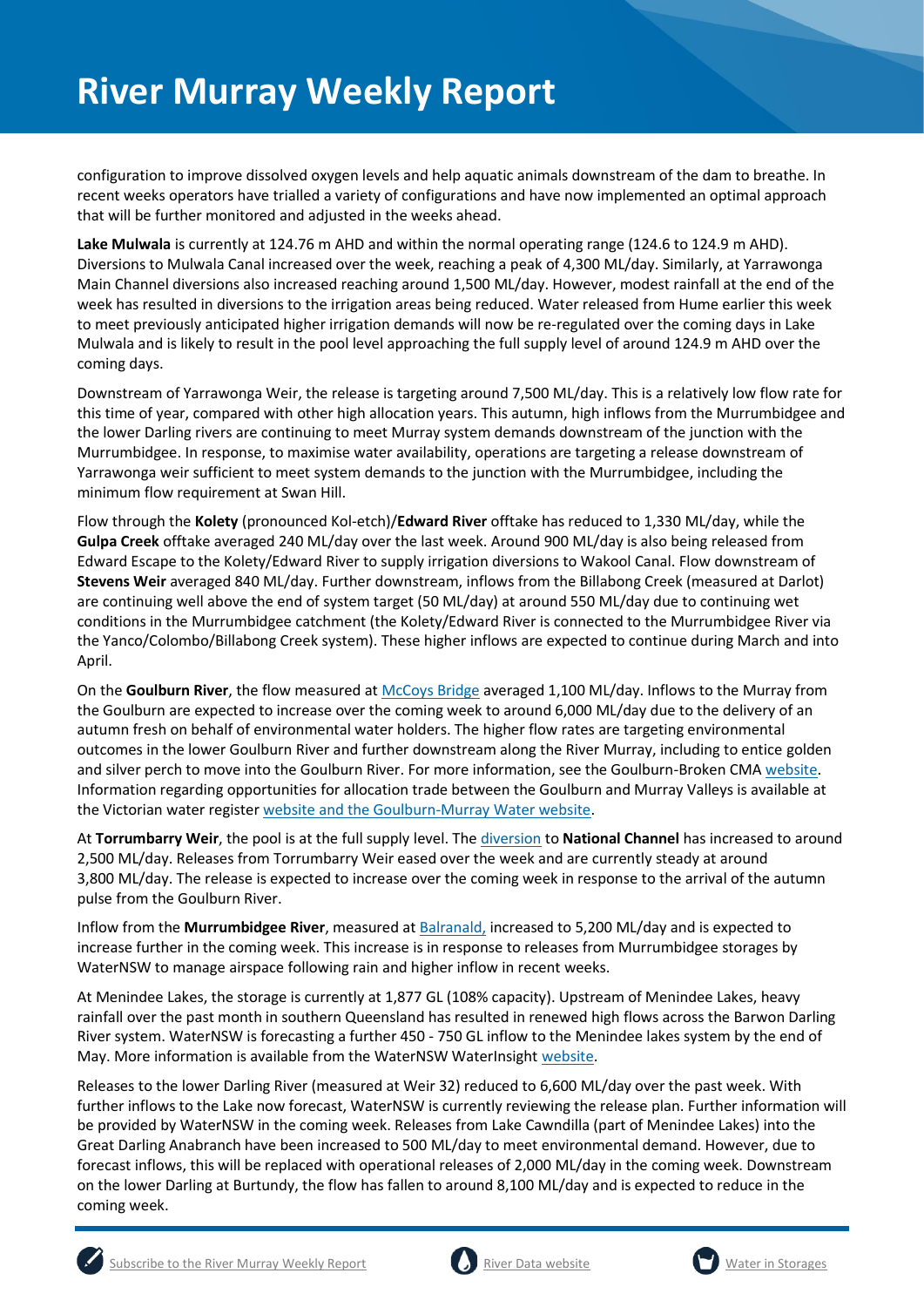configuration to improve dissolved oxygen levels and help aquatic animals downstream of the dam to breathe. In recent weeks operators have trialled a variety of configurations and have now implemented an optimal approach that will be further monitored and adjusted in the weeks ahead.

**Lake Mulwala** is currently at 124.76 m AHD and within the normal operating range (124.6 to 124.9 m AHD). Diversions to Mulwala Canal increased over the week, reaching a peak of 4,300 ML/day. Similarly, at Yarrawonga Main Channel diversions also increased reaching around 1,500 ML/day. However, modest rainfall at the end of the week has resulted in diversions to the irrigation areas being reduced. Water released from Hume earlier this week to meet previously anticipated higher irrigation demands will now be re-regulated over the coming days in Lake Mulwala and is likely to result in the pool level approaching the full supply level of around 124.9 m AHD over the coming days.

Downstream of Yarrawonga Weir, the release is targeting around 7,500 ML/day. This is a relatively low flow rate for this time of year, compared with other high allocation years. This autumn, high inflows from the Murrumbidgee and the lower Darling rivers are continuing to meet Murray system demands downstream of the junction with the Murrumbidgee. In response, to maximise water availability, operations are targeting a release downstream of Yarrawonga weir sufficient to meet system demands to the junction with the Murrumbidgee, including the minimum flow requirement at Swan Hill.

Flow through the **Kolety** (pronounced Kol-etch)/**Edward River** offtake has reduced to 1,330 ML/day, while the **Gulpa Creek** offtake averaged 240 ML/day over the last week. Around 900 ML/day is also being released from Edward Escape to the Kolety/Edward River to supply irrigation diversions to Wakool Canal. Flow downstream of **Stevens Weir** averaged 840 ML/day. Further downstream, inflows from the Billabong Creek (measured at Darlot) are continuing well above the end of system target (50 ML/day) at around 550 ML/day due to continuing wet conditions in the Murrumbidgee catchment (the Kolety/Edward River is connected to the Murrumbidgee River via the Yanco/Colombo/Billabong Creek system). These higher inflows are expected to continue during March and into April.

On the **Goulburn River**, the flow measured at McCoys Bridge averaged 1,100 ML/day. Inflows to the Murray from the Goulburn are expected to increase over the coming week to around 6,000 ML/day due to the delivery of an autumn fresh on behalf of environmental water holders. The higher flow rates are targeting environmental outcomes in the lower Goulburn River and further downstream along the River Murray, including to entice golden and silver perch to move into the Goulburn River. For more information, see the Goulburn-Broken CMA website. Information regarding opportunities for allocation trade between the Goulburn and Murray Valleys is available at the Victorian water register website and the Goulburn-Murray Water website.

At **Torrumbarry Weir**, the pool is at the full supply level. The diversion to **National Channel** has increased to around 2,500 ML/day. Releases from Torrumbarry Weir eased over the week and are currently steady at around 3,800 ML/day. The release is expected to increase over the coming week in response to the arrival of the autumn pulse from the Goulburn River.

Inflow from the **Murrumbidgee River**, measured at Balranald, increased to 5,200 ML/day and is expected to increase further in the coming week. This increase is in response to releases from Murrumbidgee storages by WaterNSW to manage airspace following rain and higher inflow in recent weeks.

At Menindee Lakes, the storage is currently at 1,877 GL (108% capacity). Upstream of Menindee Lakes, heavy rainfall over the past month in southern Queensland has resulted in renewed high flows across the Barwon Darling River system. WaterNSW is forecasting a further 450 - 750 GL inflow to the Menindee lakes system by the end of May. More information is available from the WaterNSW WaterInsight website.

Releases to the lower Darling River (measured at Weir 32) reduced to 6,600 ML/day over the past week. With further inflows to the Lake now forecast, WaterNSW is currently reviewing the release plan. Further information will be provided by WaterNSW in the coming week. Releases from Lake Cawndilla (part of Menindee Lakes) into the Great Darling Anabranch have been increased to 500 ML/day to meet environmental demand. However, due to forecast inflows, this will be replaced with operational releases of 2,000 ML/day in the coming week. Downstream on the lower Darling at Burtundy, the flow has fallen to around 8,100 ML/day and is expected to reduce in the coming week.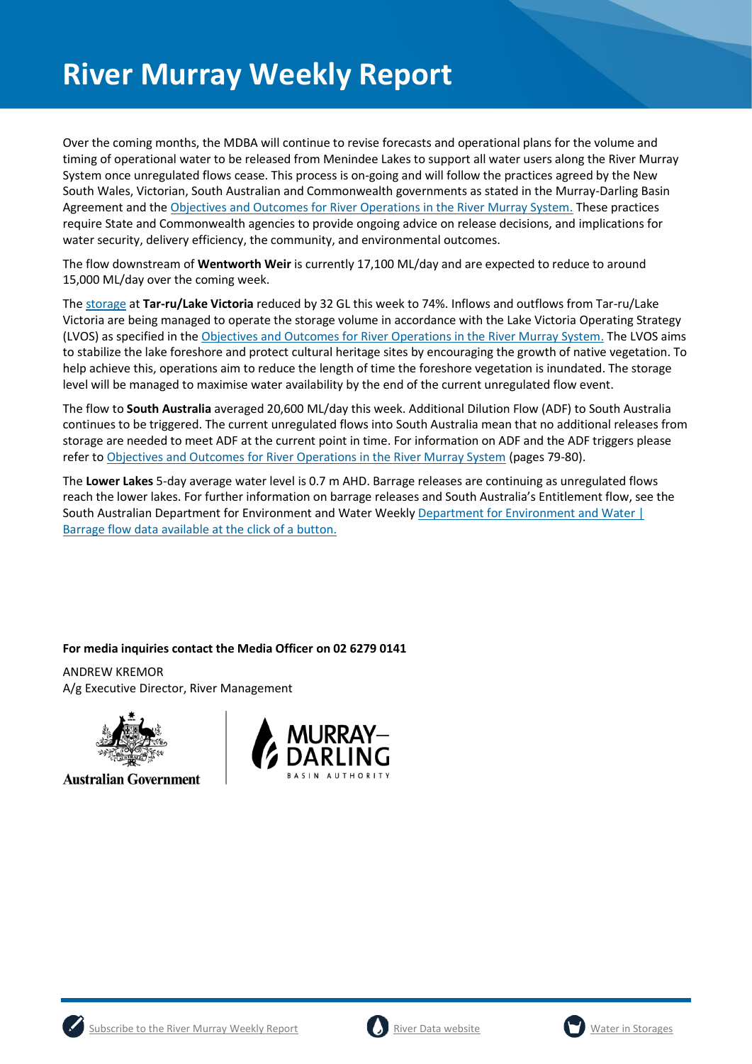# River Murray Weekly Report

Over the coming months, the MDBA will continue to revise forecasts and operational plans for the volume and timing of operational water to be released from Menindee Lakes to support all water users along the River Murray System once unregulated flows cease. This process is on-going and will follow the practices agreed by the New South Wales, Victorian, South Australian and Commonwealth governments as stated in the Murray-Darling Basin Agreement and the Objectives and Outcomes for River Operations in the River Murray System. These practices require State and Commonwealth agencies to provide ongoing advice on release decisions, and implications for water security, delivery efficiency, the community, and environmental outcomes.

The flow downstream of **Wentworth Weir** is currently 17,100 ML/day and are expected to reduce to around 15,000 ML/day over the coming week.

The storage at **Tar-ru/Lake Victoria** reduced by 32 GL this week to 74%. Inflows and outflows from Tar-ru/Lake Victoria are being managed to operate the storage volume in accordance with the Lake Victoria Operating Strategy (LVOS) as specified in the Objectives and Outcomes for River Operations in the River Murray System. The LVOS aims to stabilize the lake foreshore and protect cultural heritage sites by encouraging the growth of native vegetation. To help achieve this, operations aim to reduce the length of time the foreshore vegetation is inundated. The storage level will be managed to maximise water availability by the end of the current unregulated flow event.

The flow to **South Australia** averaged 20,600 ML/day this week. Additional Dilution Flow (ADF) to South Australia continues to be triggered. The current unregulated flows into South Australia mean that no additional releases from storage are needed to meet ADF at the current point in time. For information on ADF and the ADF triggers please refer to Objectives and Outcomes for River Operations in the River Murray System (pages 79-80).

The **Lower Lakes** 5-day average water level is 0.7 m AHD. Barrage releases are continuing as unregulated flows reach the lower lakes. For further information on barrage releases and South Australia's Entitlement flow, see the South Australian Department for Environment and Water Weekly Department for Environment and Water | Barrage flow data available at the click of a button.

**For media inquiries contact the Media Officer on 02 6279 0141**

ANDREW KREMOR
A/g Executive Director, River Management

Australian Government | Murray–Darling Basin Authority

Subscribe to the River Murray Weekly Report | River Data website | Water in Storages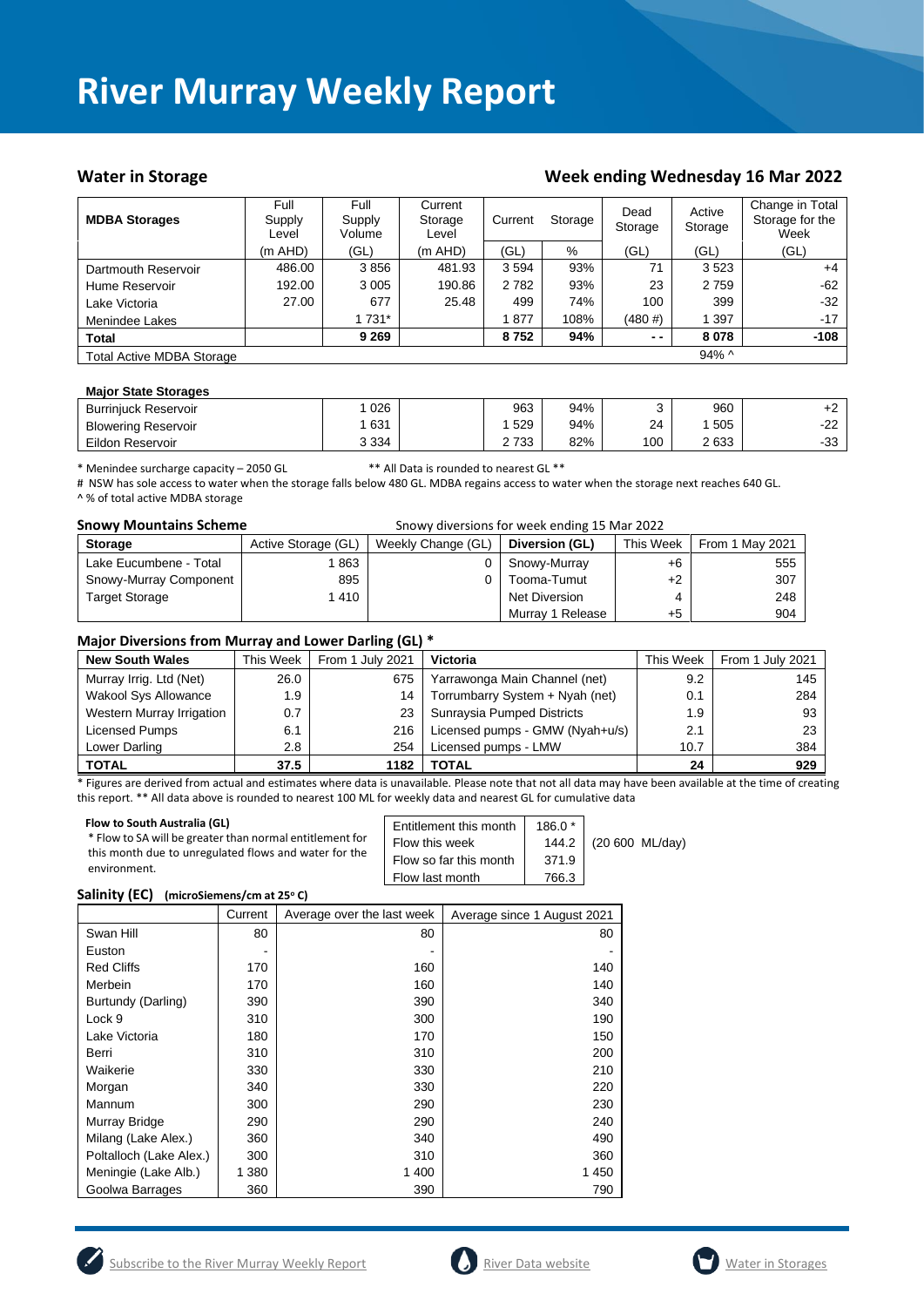# River Murray Weekly Report

## Water in Storage

## Week ending Wednesday 16 Mar 2022

| MDBA Storages | Full Supply Level | Full Supply Volume | Current Storage Level | Current | Storage | Dead Storage | Active Storage | Change in Total Storage for the Week |
|---|---|---|---|---|---|---|---|---|
| | (m AHD) | (GL) | (m AHD) | (GL) | % | (GL) | (GL) | (GL) |
| Dartmouth Reservoir | 486.00 | 3 856 | 481.93 | 3 594 | 93% | 71 | 3 523 | +4 |
| Hume Reservoir | 192.00 | 3 005 | 190.86 | 2 782 | 93% | 23 | 2 759 | -62 |
| Lake Victoria | 27.00 | 677 | 25.48 | 499 | 74% | 100 | 399 | -32 |
| Menindee Lakes | | 1 731* | | 1 877 | 108% | (480 #) | 1 397 | -17 |
| **Total** | | **9 269** | | **8 752** | **94%** | **- -** | **8 078** | **-108** |
| Total Active MDBA Storage | | | | | | | 94% ^ | |

| Major State Storages | | | | | | | | |
|---|---|---|---|---|---|---|---|---|
| Burrinjuck Reservoir | | 1 026 | | 963 | 94% | 3 | 960 | +2 |
| Blowering Reservoir | | 1 631 | | 1 529 | 94% | 24 | 1 505 | -22 |
| Eildon Reservoir | | 3 334 | | 2 733 | 82% | 100 | 2 633 | -33 |

\* Menindee surcharge capacity – 2050 GL  ** All Data is rounded to nearest GL **

\# NSW has sole access to water when the storage falls below 480 GL. MDBA regains access to water when the storage next reaches 640 GL.

^ % of total active MDBA storage

### Snowy Mountains Scheme

Snowy diversions for week ending 15 Mar 2022

| Storage | Active Storage (GL) | Weekly Change (GL) | Diversion (GL) | This Week | From 1 May 2021 |
|---|---|---|---|---|---|
| Lake Eucumbene - Total | 1 863 | 0 | Snowy-Murray | +6 | 555 |
| Snowy-Murray Component | 895 | 0 | Tooma-Tumut | +2 | 307 |
| Target Storage | 1 410 | | Net Diversion | 4 | 248 |
| | | | Murray 1 Release | +5 | 904 |

### Major Diversions from Murray and Lower Darling (GL) *

| New South Wales | This Week | From 1 July 2021 | Victoria | This Week | From 1 July 2021 |
|---|---|---|---|---|---|
| Murray Irrig. Ltd (Net) | 26.0 | 675 | Yarrawonga Main Channel (net) | 9.2 | 145 |
| Wakool Sys Allowance | 1.9 | 14 | Torrumbarry System + Nyah (net) | 0.1 | 284 |
| Western Murray Irrigation | 0.7 | 23 | Sunraysia Pumped Districts | 1.9 | 93 |
| Licensed Pumps | 6.1 | 216 | Licensed pumps - GMW (Nyah+u/s) | 2.1 | 23 |
| Lower Darling | 2.8 | 254 | Licensed pumps - LMW | 10.7 | 384 |
| **TOTAL** | **37.5** | **1182** | **TOTAL** | **24** | **929** |

\* Figures are derived from actual and estimates where data is unavailable. Please note that not all data may have been available at the time of creating this report. ** All data above is rounded to nearest 100 ML for weekly data and nearest GL for cumulative data

**Flow to South Australia (GL)**

\* Flow to SA will be greater than normal entitlement for this month due to unregulated flows and water for the environment.

| | | |
|---|---|---|
| Entitlement this month | 186.0 * | |
| Flow this week | 144.2 | (20 600 ML/day) |
| Flow so far this month | 371.9 | |
| Flow last month | 766.3 | |

### Salinity (EC) (microSiemens/cm at 25° C)

| | Current | Average over the last week | Average since 1 August 2021 |
|---|---|---|---|
| Swan Hill | 80 | 80 | 80 |
| Euston | - | - | - |
| Red Cliffs | 170 | 160 | 140 |
| Merbein | 170 | 160 | 140 |
| Burtundy (Darling) | 390 | 390 | 340 |
| Lock 9 | 310 | 300 | 190 |
| Lake Victoria | 180 | 170 | 150 |
| Berri | 310 | 310 | 200 |
| Waikerie | 330 | 330 | 210 |
| Morgan | 340 | 330 | 220 |
| Mannum | 300 | 290 | 230 |
| Murray Bridge | 290 | 290 | 240 |
| Milang (Lake Alex.) | 360 | 340 | 490 |
| Poltalloch (Lake Alex.) | 300 | 310 | 360 |
| Meningie (Lake Alb.) | 1 380 | 1 400 | 1 450 |
| Goolwa Barrages | 360 | 390 | 790 |

Subscribe to the River Murray Weekly Report | River Data website | Water in Storages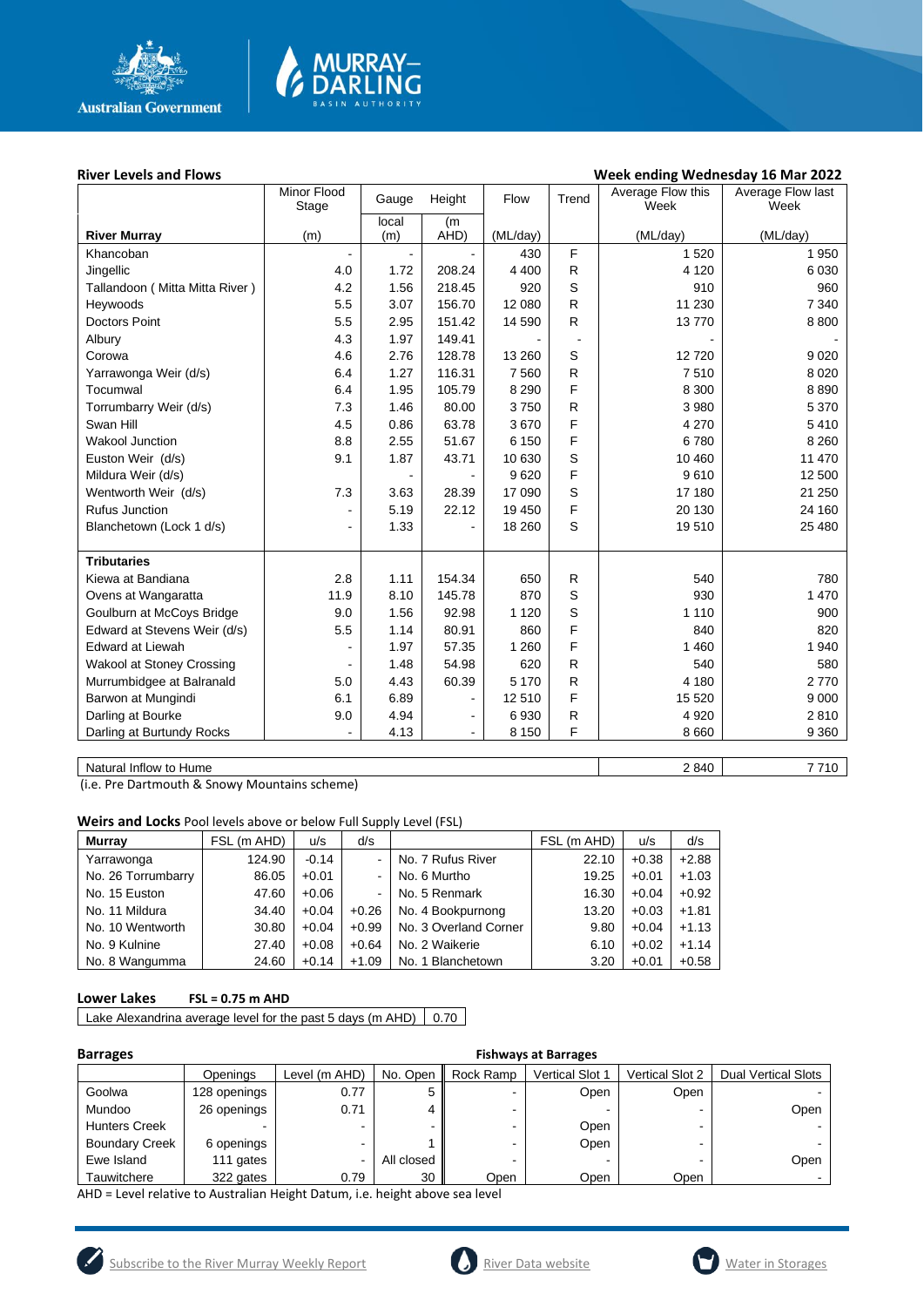**River Levels and Flows** **Week ending Wednesday 16 Mar 2022**

| River Murray | Minor Flood Stage (m) | Gauge Height local (m) | Gauge Height (m AHD) | Flow (ML/day) | Trend | Average Flow this Week (ML/day) | Average Flow last Week (ML/day) |
|---|---|---|---|---|---|---|---|
| Khancoban | - | - | - | 430 | F | 1 520 | 1 950 |
| Jingellic | 4.0 | 1.72 | 208.24 | 4 400 | R | 4 120 | 6 030 |
| Tallandoon ( Mitta Mitta River ) | 4.2 | 1.56 | 218.45 | 920 | S | 910 | 960 |
| Heywoods | 5.5 | 3.07 | 156.70 | 12 080 | R | 11 230 | 7 340 |
| Doctors Point | 5.5 | 2.95 | 151.42 | 14 590 | R | 13 770 | 8 800 |
| Albury | 4.3 | 1.97 | 149.41 | - | - | - | - |
| Corowa | 4.6 | 2.76 | 128.78 | 13 260 | S | 12 720 | 9 020 |
| Yarrawonga Weir (d/s) | 6.4 | 1.27 | 116.31 | 7 560 | R | 7 510 | 8 020 |
| Tocumwal | 6.4 | 1.95 | 105.79 | 8 290 | F | 8 300 | 8 890 |
| Torrumbarry Weir (d/s) | 7.3 | 1.46 | 80.00 | 3 750 | R | 3 980 | 5 370 |
| Swan Hill | 4.5 | 0.86 | 63.78 | 3 670 | F | 4 270 | 5 410 |
| Wakool Junction | 8.8 | 2.55 | 51.67 | 6 150 | F | 6 780 | 8 260 |
| Euston Weir (d/s) | 9.1 | 1.87 | 43.71 | 10 630 | S | 10 460 | 11 470 |
| Mildura Weir (d/s) | | - | - | 9 620 | F | 9 610 | 12 500 |
| Wentworth Weir (d/s) | 7.3 | 3.63 | 28.39 | 17 090 | S | 17 180 | 21 250 |
| Rufus Junction | - | 5.19 | 22.12 | 19 450 | F | 20 130 | 24 160 |
| Blanchetown (Lock 1 d/s) | - | 1.33 | - | 18 260 | S | 19 510 | 25 480 |
| **Tributaries** | | | | | | | |
| Kiewa at Bandiana | 2.8 | 1.11 | 154.34 | 650 | R | 540 | 780 |
| Ovens at Wangaratta | 11.9 | 8.10 | 145.78 | 870 | S | 930 | 1 470 |
| Goulburn at McCoys Bridge | 9.0 | 1.56 | 92.98 | 1 120 | S | 1 110 | 900 |
| Edward at Stevens Weir (d/s) | 5.5 | 1.14 | 80.91 | 860 | F | 840 | 820 |
| Edward at Liewah | - | 1.97 | 57.35 | 1 260 | F | 1 460 | 1 940 |
| Wakool at Stoney Crossing | - | 1.48 | 54.98 | 620 | R | 540 | 580 |
| Murrumbidgee at Balranald | 5.0 | 4.43 | 60.39 | 5 170 | R | 4 180 | 2 770 |
| Barwon at Mungindi | 6.1 | 6.89 | - | 12 510 | F | 15 520 | 9 000 |
| Darling at Bourke | 9.0 | 4.94 | - | 6 930 | R | 4 920 | 2 810 |
| Darling at Burtundy Rocks | - | 4.13 | - | 8 150 | F | 8 660 | 9 360 |

| | This Week | Last Week |
|---|---|---|
| Natural Inflow to Hume | 2 840 | 7 710 |

(i.e. Pre Dartmouth & Snowy Mountains scheme)

**Weirs and Locks** Pool levels above or below Full Supply Level (FSL)

| Murray | FSL (m AHD) | u/s | d/s | | FSL (m AHD) | u/s | d/s |
|---|---|---|---|---|---|---|---|
| Yarrawonga | 124.90 | -0.14 | - | No. 7 Rufus River | 22.10 | +0.38 | +2.88 |
| No. 26 Torrumbarry | 86.05 | +0.01 | - | No. 6 Murtho | 19.25 | +0.01 | +1.03 |
| No. 15 Euston | 47.60 | +0.06 | - | No. 5 Renmark | 16.30 | +0.04 | +0.92 |
| No. 11 Mildura | 34.40 | +0.04 | +0.26 | No. 4 Bookpurnong | 13.20 | +0.03 | +1.81 |
| No. 10 Wentworth | 30.80 | +0.04 | +0.99 | No. 3 Overland Corner | 9.80 | +0.04 | +1.13 |
| No. 9 Kulnine | 27.40 | +0.08 | +0.64 | No. 2 Waikerie | 6.10 | +0.02 | +1.14 |
| No. 8 Wangumma | 24.60 | +0.14 | +1.09 | No. 1 Blanchetown | 3.20 | +0.01 | +0.58 |

**Lower Lakes** **FSL = 0.75 m AHD**

| Lake Alexandrina average level for the past 5 days (m AHD) | 0.70 |
|---|---|

**Barrages** / **Fishways at Barrages**

| | Openings | Level (m AHD) | No. Open | Rock Ramp | Vertical Slot 1 | Vertical Slot 2 | Dual Vertical Slots |
|---|---|---|---|---|---|---|---|
| Goolwa | 128 openings | 0.77 | 5 | - | Open | Open | - |
| Mundoo | 26 openings | 0.71 | 4 | - | - | - | Open |
| Hunters Creek | - | - | - | - | Open | - | - |
| Boundary Creek | 6 openings | - | 1 | - | Open | - | - |
| Ewe Island | 111 gates | - | All closed | - | - | - | Open |
| Tauwitchere | 322 gates | 0.79 | 30 | Open | Open | Open | - |

AHD = Level relative to Australian Height Datum, i.e. height above sea level

Subscribe to the River Murray Weekly Report | River Data website | Water in Storages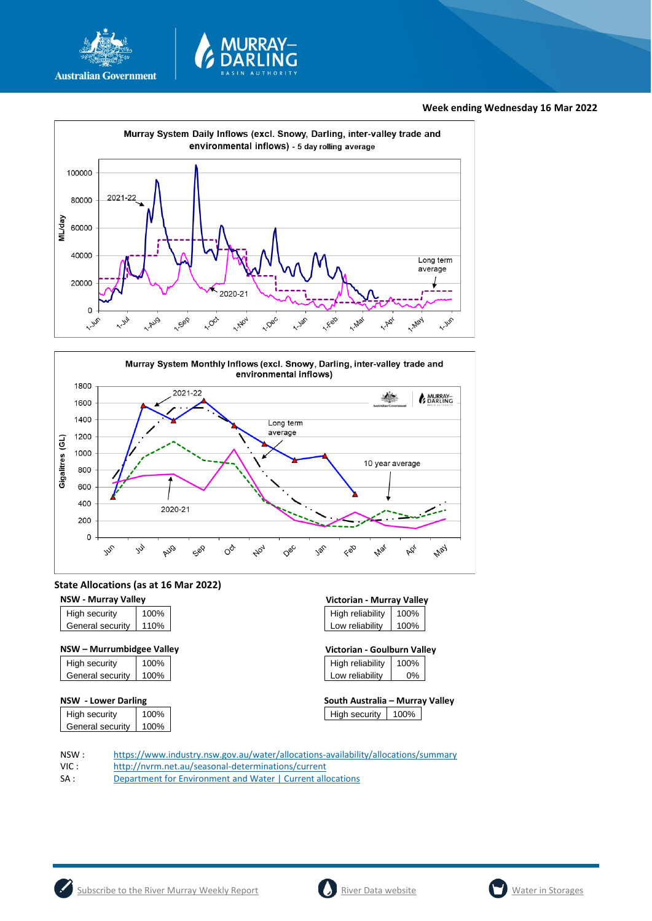**Week ending Wednesday 16 Mar 2022**

Murray System Daily Inflows (excl. Snowy, Darling, inter-valley trade and environmental inflows) - 5 day rolling average

ML/day

100000
80000
60000
40000
20000
0

2021-22
2020-21
Long term average

1-Jun 1-Jul 1-Aug 1-Sep 1-Oct 1-Nov 1-Dec 1-Jan 1-Feb 1-Mar 1-Apr 1-May 1-Jun

Murray System Monthly Inflows (excl. Snowy, Darling, inter-valley trade and environmental inflows)

Gigalitres (GL)

1800
1600
1400
1200
1000
800
600
400
200
0

2021-22
Long term average
10 year average
2020-21

Jun Jul Aug Sep Oct Nov Dec Jan Feb Mar Apr May

## State Allocations (as at 16 Mar 2022)

**NSW - Murray Valley**

| | |
|---|---|
| High security | 100% |
| General security | 110% |

**NSW – Murrumbidgee Valley**

| | |
|---|---|
| High security | 100% |
| General security | 100% |

**NSW - Lower Darling**

| | |
|---|---|
| High security | 100% |
| General security | 100% |

**Victorian - Murray Valley**

| | |
|---|---|
| High reliability | 100% |
| Low reliability | 100% |

**Victorian - Goulburn Valley**

| | |
|---|---|
| High reliability | 100% |
| Low reliability | 0% |

**South Australia – Murray Valley**

| | |
|---|---|
| High security | 100% |

NSW : https://www.industry.nsw.gov.au/water/allocations-availability/allocations/summary
VIC : http://nvrm.net.au/seasonal-determinations/current
SA : Department for Environment and Water | Current allocations

Subscribe to the River Murray Weekly Report | River Data website | Water in Storages